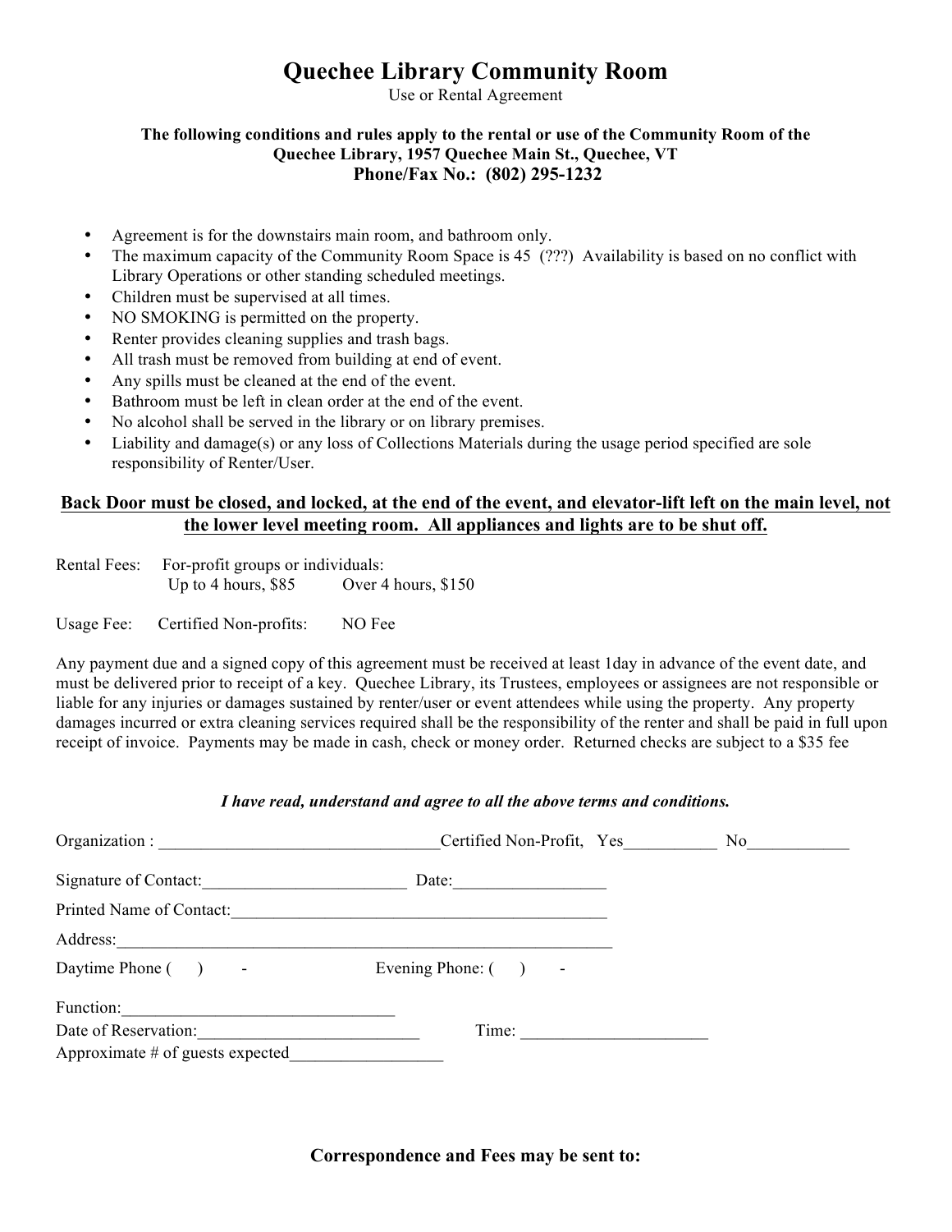# Quechee Library Community Room

Use or Rental Agreement

**The following conditions and rules apply to the rental or use of the Community Room of the Quechee Library, 1957 Quechee Main St., Quechee, VT**
**Phone/Fax No.: (802) 295-1232**

- Agreement is for the downstairs main room, and bathroom only.
- The maximum capacity of the Community Room Space is 45 (???) Availability is based on no conflict with Library Operations or other standing scheduled meetings.
- Children must be supervised at all times.
- NO SMOKING is permitted on the property.
- Renter provides cleaning supplies and trash bags.
- All trash must be removed from building at end of event.
- Any spills must be cleaned at the end of the event.
- Bathroom must be left in clean order at the end of the event.
- No alcohol shall be served in the library or on library premises.
- Liability and damage(s) or any loss of Collections Materials during the usage period specified are sole responsibility of Renter/User.

**<u>Back Door must be closed, and locked, at the end of the event, and elevator-lift left on the main level, not the lower level meeting room. All appliances and lights are to be shut off.</u>**

Rental Fees: For-profit groups or individuals:
Up to 4 hours, $85 Over 4 hours, $150

Usage Fee: Certified Non-profits: NO Fee

Any payment due and a signed copy of this agreement must be received at least 1day in advance of the event date, and must be delivered prior to receipt of a key. Quechee Library, its Trustees, employees or assignees are not responsible or liable for any injuries or damages sustained by renter/user or event attendees while using the property. Any property damages incurred or extra cleaning services required shall be the responsibility of the renter and shall be paid in full upon receipt of invoice. Payments may be made in cash, check or money order. Returned checks are subject to a $35 fee

***I have read, understand and agree to all the above terms and conditions.***

Organization : __________________________________Certified Non-Profit, Yes___________ No____________

Signature of Contact:________________________ Date:_________________

Printed Name of Contact:______________________________________________

Address:_________________________________________________________

Daytime Phone ( ) - Evening Phone: ( ) -

Function:_______________________________

Date of Reservation:_________________________ Time: ______________________

Approximate # of guests expected_________________

**Correspondence and Fees may be sent to:**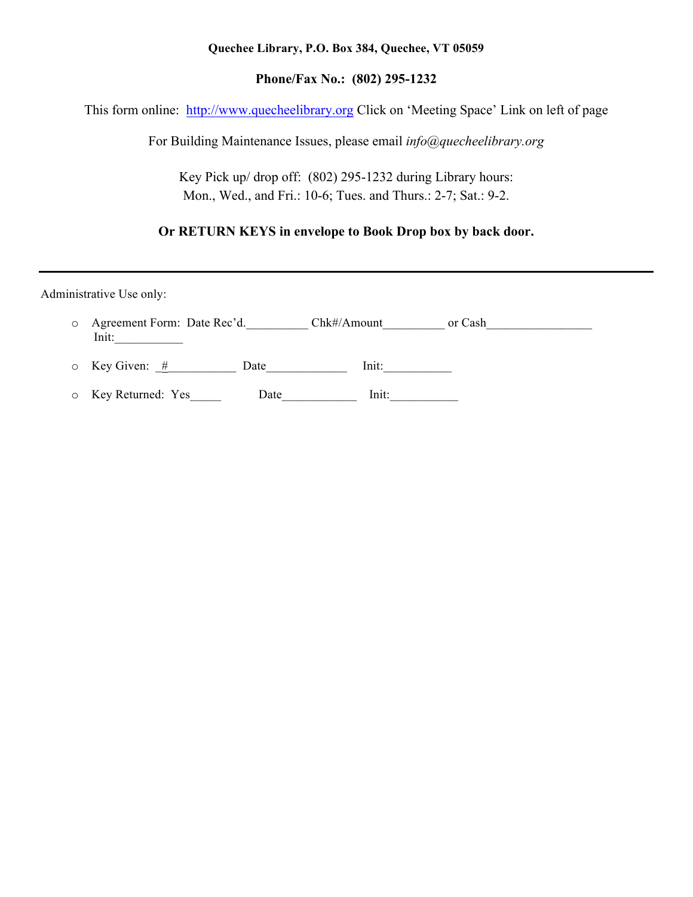**Quechee Library, P.O. Box 384, Quechee, VT 05059**

**Phone/Fax No.: (802) 295-1232**

This form online: [http://www.quecheelibrary.org](http://www.quecheelibrary.org) Click on 'Meeting Space' Link on left of page

For Building Maintenance Issues, please email *info@quecheelibrary.org*

Key Pick up/ drop off: (802) 295-1232 during Library hours:
Mon., Wed., and Fri.: 10-6; Tues. and Thurs.: 2-7; Sat.: 9-2.

**Or RETURN KEYS in envelope to Book Drop box by back door.**

---

Administrative Use only:

- Agreement Form: Date Rec'd.__________ Chk#/Amount__________ or Cash_________________ Init:___________
- Key Given: _#___________ Date_____________ Init:___________
- Key Returned: Yes_____ Date____________ Init:___________